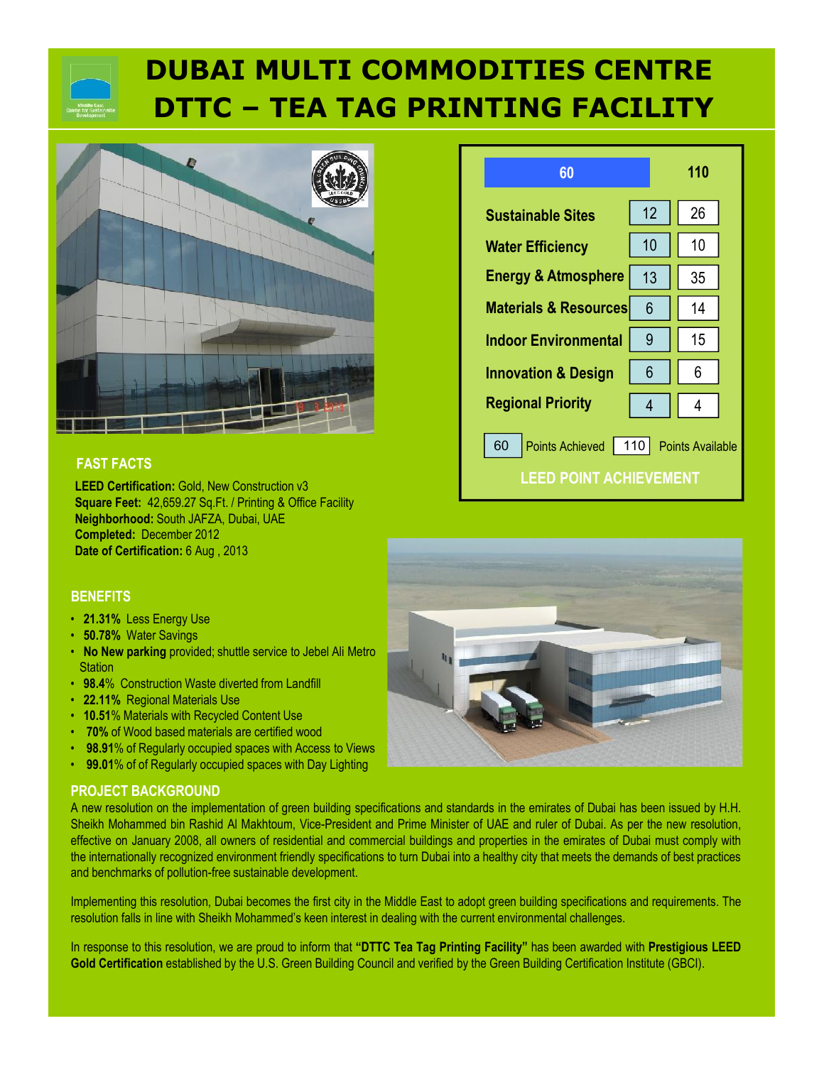# DUBAI MULTI COMMODITIES CENTRE
# DTTC – TEA TAG PRINTING FACILITY

| 60 | | 110 |
|---|---|---|
| Sustainable Sites | 12 | 26 |
| Water Efficiency | 10 | 10 |
| Energy & Atmosphere | 13 | 35 |
| Materials & Resources | 6 | 14 |
| Indoor Environmental | 9 | 15 |
| Innovation & Design | 6 | 6 |
| Regional Priority | 4 | 4 |

60 Points Achieved 110 Points Available

**LEED POINT ACHIEVEMENT**

## FAST FACTS

**LEED Certification:** Gold, New Construction v3
**Square Feet:** 42,659.27 Sq.Ft. / Printing & Office Facility
**Neighborhood:** South JAFZA, Dubai, UAE
**Completed:** December 2012
**Date of Certification:** 6 Aug , 2013

## BENEFITS

- **21.31%** Less Energy Use
- **50.78%** Water Savings
- **No New parking** provided; shuttle service to Jebel Ali Metro Station
- **98.4**% Construction Waste diverted from Landfill
- **22.11%** Regional Materials Use
- **10.51**% Materials with Recycled Content Use
- **70%** of Wood based materials are certified wood
- **98.91**% of Regularly occupied spaces with Access to Views
- **99.01**% of of Regularly occupied spaces with Day Lighting

## PROJECT BACKGROUND

A new resolution on the implementation of green building specifications and standards in the emirates of Dubai has been issued by H.H. Sheikh Mohammed bin Rashid Al Makhtoum, Vice-President and Prime Minister of UAE and ruler of Dubai. As per the new resolution, effective on January 2008, all owners of residential and commercial buildings and properties in the emirates of Dubai must comply with the internationally recognized environment friendly specifications to turn Dubai into a healthy city that meets the demands of best practices and benchmarks of pollution-free sustainable development.

Implementing this resolution, Dubai becomes the first city in the Middle East to adopt green building specifications and requirements. The resolution falls in line with Sheikh Mohammed's keen interest in dealing with the current environmental challenges.

In response to this resolution, we are proud to inform that **"DTTC Tea Tag Printing Facility"** has been awarded with **Prestigious LEED Gold Certification** established by the U.S. Green Building Council and verified by the Green Building Certification Institute (GBCI).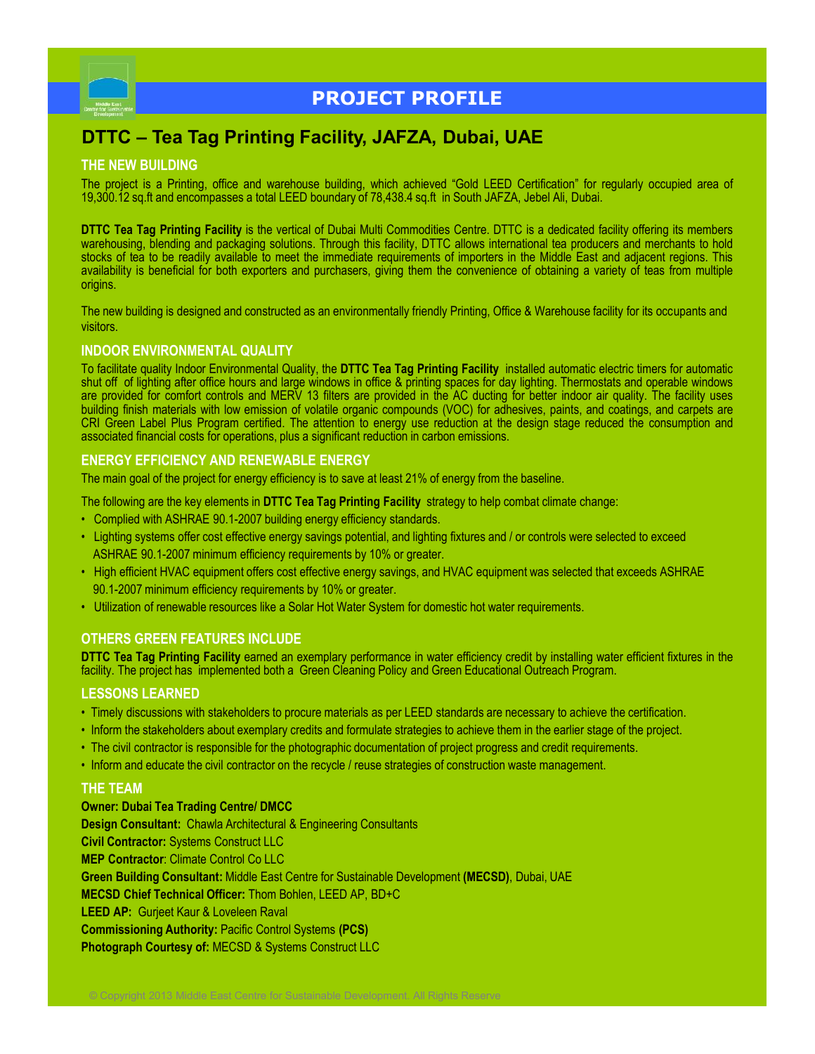# PROJECT PROFILE

## DTTC – Tea Tag Printing Facility, JAFZA, Dubai, UAE

### THE NEW BUILDING

The project is a Printing, office and warehouse building, which achieved "Gold LEED Certification" for regularly occupied area of 19,300.12 sq.ft and encompasses a total LEED boundary of 78,438.4 sq.ft in South JAFZA, Jebel Ali, Dubai.

**DTTC Tea Tag Printing Facility** is the vertical of Dubai Multi Commodities Centre. DTTC is a dedicated facility offering its members warehousing, blending and packaging solutions. Through this facility, DTTC allows international tea producers and merchants to hold stocks of tea to be readily available to meet the immediate requirements of importers in the Middle East and adjacent regions. This availability is beneficial for both exporters and purchasers, giving them the convenience of obtaining a variety of teas from multiple origins.

The new building is designed and constructed as an environmentally friendly Printing, Office & Warehouse facility for its occupants and visitors.

### INDOOR ENVIRONMENTAL QUALITY

To facilitate quality Indoor Environmental Quality, the **DTTC Tea Tag Printing Facility** installed automatic electric timers for automatic shut off of lighting after office hours and large windows in office & printing spaces for day lighting. Thermostats and operable windows are provided for comfort controls and MERV 13 filters are provided in the AC ducting for better indoor air quality. The facility uses building finish materials with low emission of volatile organic compounds (VOC) for adhesives, paints, and coatings, and carpets are CRI Green Label Plus Program certified. The attention to energy use reduction at the design stage reduced the consumption and associated financial costs for operations, plus a significant reduction in carbon emissions.

### ENERGY EFFICIENCY AND RENEWABLE ENERGY

The main goal of the project for energy efficiency is to save at least 21% of energy from the baseline.

The following are the key elements in **DTTC Tea Tag Printing Facility** strategy to help combat climate change:

- Complied with ASHRAE 90.1-2007 building energy efficiency standards.
- Lighting systems offer cost effective energy savings potential, and lighting fixtures and / or controls were selected to exceed ASHRAE 90.1-2007 minimum efficiency requirements by 10% or greater.
- High efficient HVAC equipment offers cost effective energy savings, and HVAC equipment was selected that exceeds ASHRAE 90.1-2007 minimum efficiency requirements by 10% or greater.
- Utilization of renewable resources like a Solar Hot Water System for domestic hot water requirements.

### OTHERS GREEN FEATURES INCLUDE

**DTTC Tea Tag Printing Facility** earned an exemplary performance in water efficiency credit by installing water efficient fixtures in the facility. The project has implemented both a Green Cleaning Policy and Green Educational Outreach Program.

### LESSONS LEARNED

- Timely discussions with stakeholders to procure materials as per LEED standards are necessary to achieve the certification.
- Inform the stakeholders about exemplary credits and formulate strategies to achieve them in the earlier stage of the project.
- The civil contractor is responsible for the photographic documentation of project progress and credit requirements.
- Inform and educate the civil contractor on the recycle / reuse strategies of construction waste management.

### THE TEAM

**Owner: Dubai Tea Trading Centre/ DMCC**

**Design Consultant:** Chawla Architectural & Engineering Consultants

**Civil Contractor:** Systems Construct LLC

**MEP Contractor**: Climate Control Co LLC

**Green Building Consultant:** Middle East Centre for Sustainable Development **(MECSD)**, Dubai, UAE

**MECSD Chief Technical Officer:** Thom Bohlen, LEED AP, BD+C

**LEED AP:** Gurjeet Kaur & Loveleen Raval

**Commissioning Authority:** Pacific Control Systems **(PCS)**

**Photograph Courtesy of:** MECSD & Systems Construct LLC

© Copyright 2013 Middle East Centre for Sustainable Development. All Rights Reserve